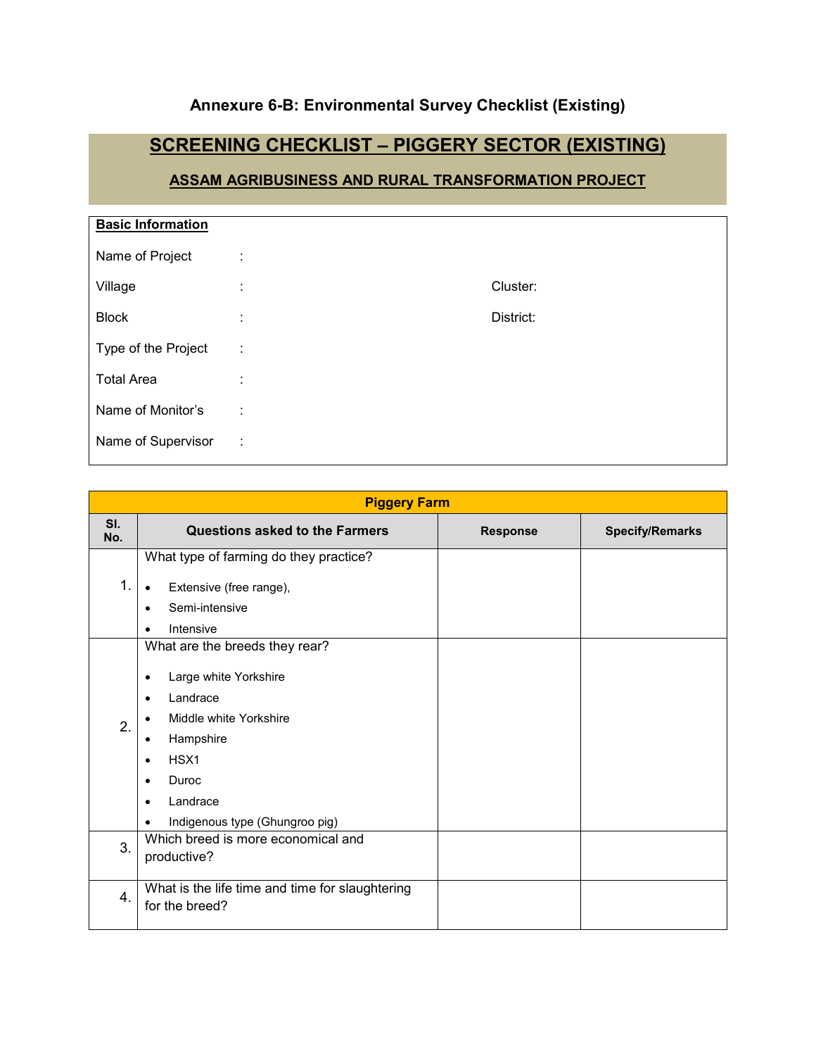## Annexure 6-B: Environmental Survey Checklist (Existing)

# SCREENING CHECKLIST – PIGGERY SECTOR (EXISTING)

### ASSAM AGRIBUSINESS AND RURAL TRANSFORMATION PROJECT

**Basic Information**

Name of Project :

Village : Cluster:

Block : District:

Type of the Project :

Total Area :

Name of Monitor's :

Name of Supervisor :

| Piggery Farm | | | |
|---|---|---|---|
| **Sl. No.** | **Questions asked to the Farmers** | **Response** | **Specify/Remarks** |
| 1. | What type of farming do they practice?<br>• Extensive (free range),<br>• Semi-intensive<br>• Intensive | | |
| 2. | What are the breeds they rear?<br>• Large white Yorkshire<br>• Landrace<br>• Middle white Yorkshire<br>• Hampshire<br>• HSX1<br>• Duroc<br>• Landrace<br>• Indigenous type (Ghungroo pig) | | |
| 3. | Which breed is more economical and productive? | | |
| 4. | What is the life time and time for slaughtering for the breed? | | |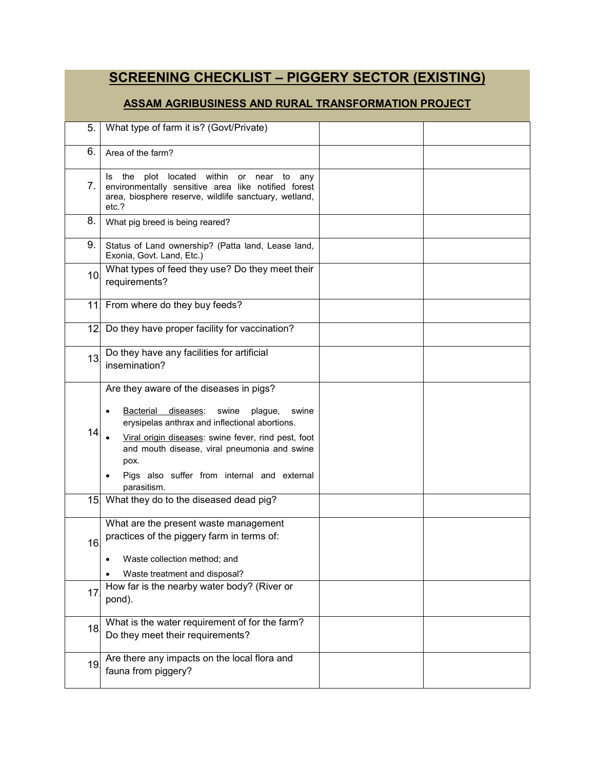# SCREENING CHECKLIST – PIGGERY SECTOR (EXISTING)

## ASSAM AGRIBUSINESS AND RURAL TRANSFORMATION PROJECT

| | | | |
|---|---|---|---|
| 5. | What type of farm it is? (Govt/Private) | | |
| 6. | Area of the farm? | | |
| 7. | Is the plot located within or near to any environmentally sensitive area like notified forest area, biosphere reserve, wildlife sanctuary, wetland, etc.? | | |
| 8. | What pig breed is being reared? | | |
| 9. | Status of Land ownership? (Patta land, Lease land, Exonia, Govt. Land, Etc.) | | |
| 10. | What types of feed they use? Do they meet their requirements? | | |
| 11. | From where do they buy feeds? | | |
| 12. | Do they have proper facility for vaccination? | | |
| 13. | Do they have any facilities for artificial insemination? | | |
| 14. | Are they aware of the diseases in pigs?<br>• Bacterial diseases: swine plague, swine erysipelas anthrax and inflectional abortions.<br>• Viral origin diseases: swine fever, rind pest, foot and mouth disease, viral pneumonia and swine pox.<br>• Pigs also suffer from internal and external parasitism. | | |
| 15. | What they do to the diseased dead pig? | | |
| 16. | What are the present waste management practices of the piggery farm in terms of:<br>• Waste collection method; and<br>• Waste treatment and disposal? | | |
| 17. | How far is the nearby water body? (River or pond). | | |
| 18. | What is the water requirement of for the farm? Do they meet their requirements? | | |
| 19. | Are there any impacts on the local flora and fauna from piggery? | | |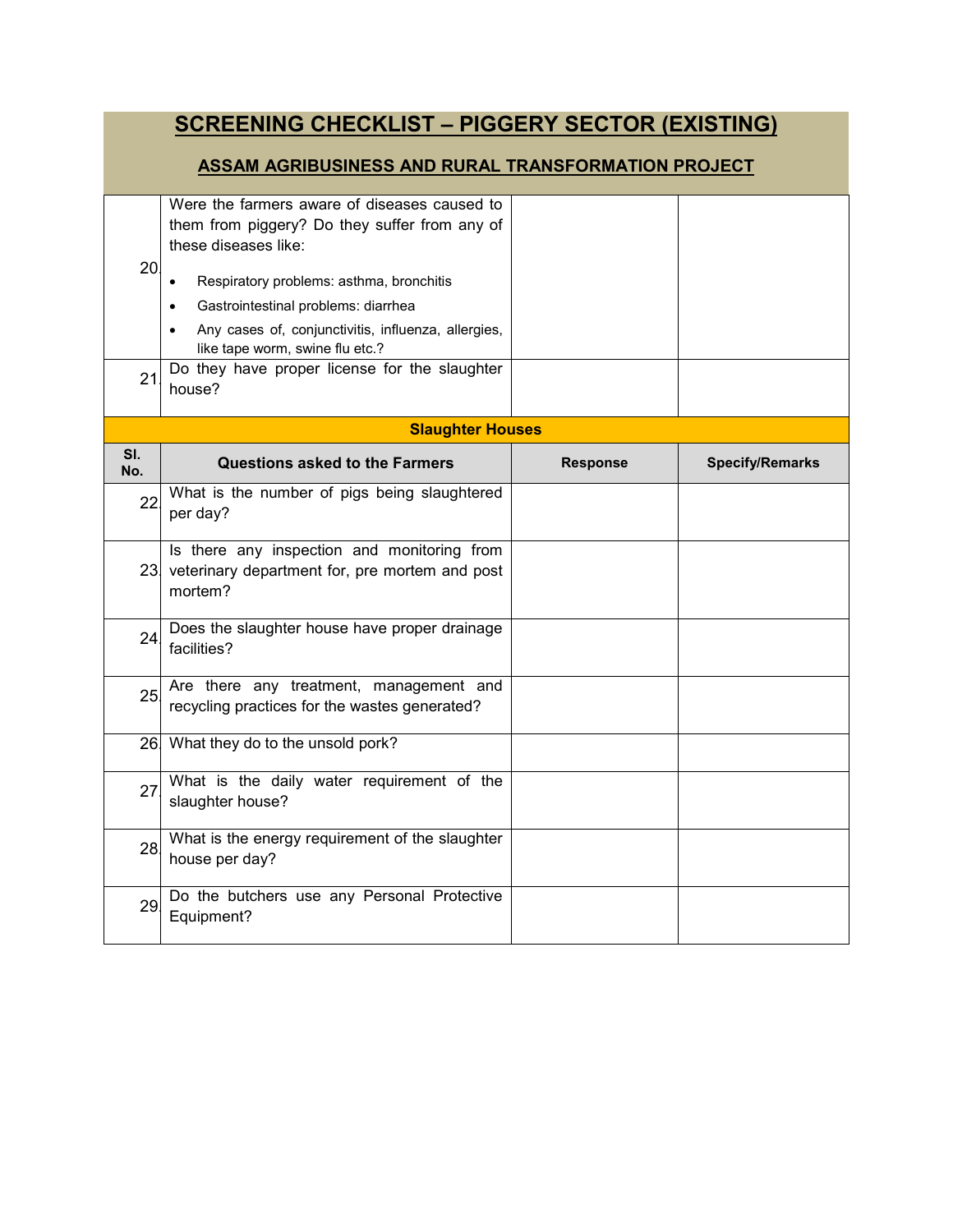# SCREENING CHECKLIST – PIGGERY SECTOR (EXISTING)

## ASSAM AGRIBUSINESS AND RURAL TRANSFORMATION PROJECT

| | | | |
|---|---|---|---|
| 20. | Were the farmers aware of diseases caused to them from piggery? Do they suffer from any of these diseases like:<br>• Respiratory problems: asthma, bronchitis<br>• Gastrointestinal problems: diarrhea<br>• Any cases of, conjunctivitis, influenza, allergies, like tape worm, swine flu etc.? | | |
| 21. | Do they have proper license for the slaughter house? | | |
| **Slaughter Houses** | | | |
| **Sl. No.** | **Questions asked to the Farmers** | **Response** | **Specify/Remarks** |
| 22. | What is the number of pigs being slaughtered per day? | | |
| 23. | Is there any inspection and monitoring from veterinary department for, pre mortem and post mortem? | | |
| 24. | Does the slaughter house have proper drainage facilities? | | |
| 25. | Are there any treatment, management and recycling practices for the wastes generated? | | |
| 26. | What they do to the unsold pork? | | |
| 27. | What is the daily water requirement of the slaughter house? | | |
| 28. | What is the energy requirement of the slaughter house per day? | | |
| 29. | Do the butchers use any Personal Protective Equipment? | | |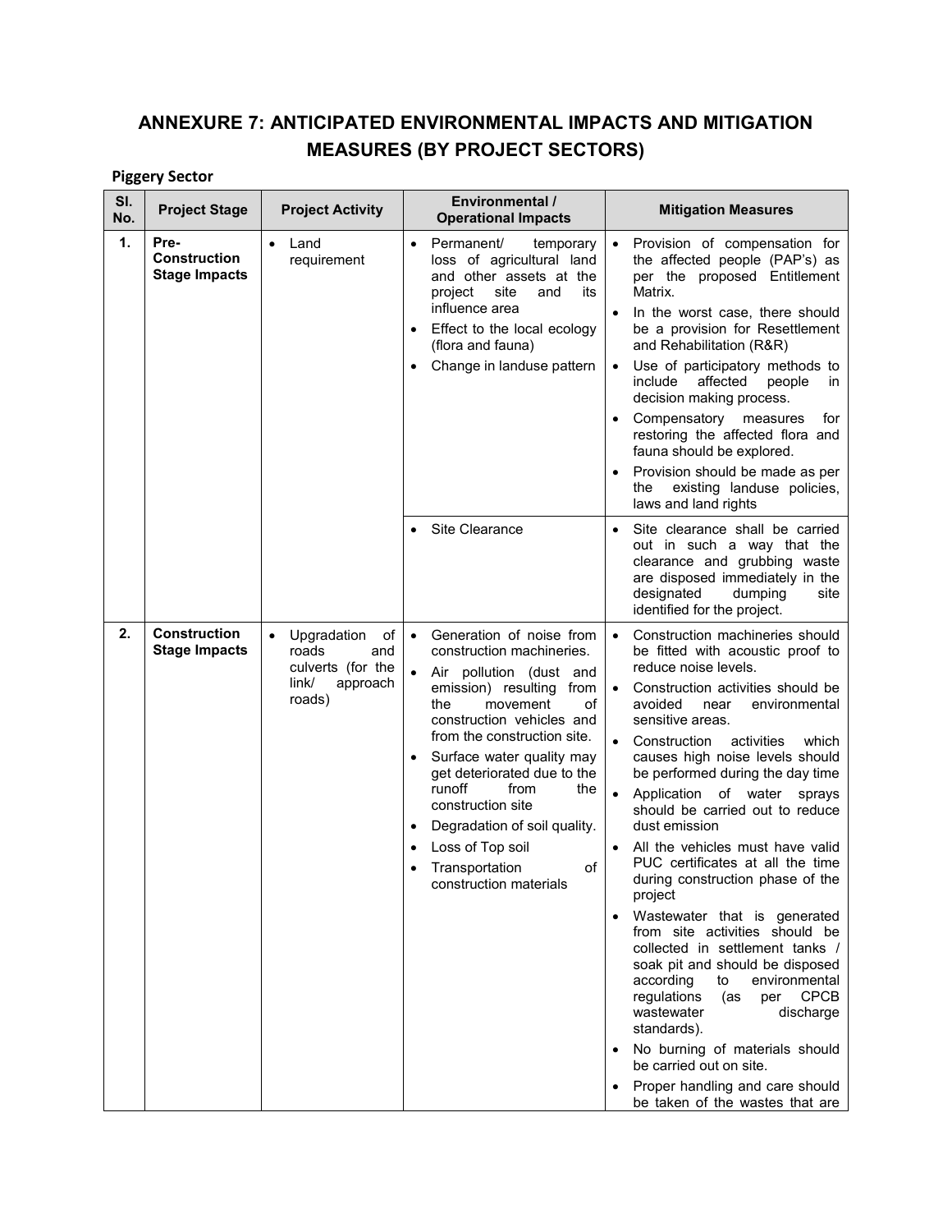# ANNEXURE 7: ANTICIPATED ENVIRONMENTAL IMPACTS AND MITIGATION MEASURES (BY PROJECT SECTORS)

**Piggery Sector**

| Sl. No. | Project Stage | Project Activity | Environmental / Operational Impacts | Mitigation Measures |
|---|---|---|---|---|
| **1.** | **Pre-Construction Stage Impacts** | • Land requirement | • Permanent/ temporary loss of agricultural land and other assets at the project site and its influence area<br>• Effect to the local ecology (flora and fauna)<br>• Change in landuse pattern | • Provision of compensation for the affected people (PAP's) as per the proposed Entitlement Matrix.<br>• In the worst case, there should be a provision for Resettlement and Rehabilitation (R&R)<br>• Use of participatory methods to include affected people in decision making process.<br>• Compensatory measures for restoring the affected flora and fauna should be explored.<br>• Provision should be made as per the existing landuse policies, laws and land rights |
| | | | • Site Clearance | • Site clearance shall be carried out in such a way that the clearance and grubbing waste are disposed immediately in the designated dumping site identified for the project. |
| **2.** | **Construction Stage Impacts** | • Upgradation of roads and culverts (for the link/ approach roads) | • Generation of noise from construction machineries.<br>• Air pollution (dust and emission) resulting from the movement of construction vehicles and from the construction site.<br>• Surface water quality may get deteriorated due to the runoff from the construction site<br>• Degradation of soil quality.<br>• Loss of Top soil<br>• Transportation of construction materials | • Construction machineries should be fitted with acoustic proof to reduce noise levels.<br>• Construction activities should be avoided near environmental sensitive areas.<br>• Construction activities which causes high noise levels should be performed during the day time<br>• Application of water sprays should be carried out to reduce dust emission<br>• All the vehicles must have valid PUC certificates at all the time during construction phase of the project<br>• Wastewater that is generated from site activities should be collected in settlement tanks / soak pit and should be disposed according to environmental regulations (as per CPCB wastewater discharge standards).<br>• No burning of materials should be carried out on site.<br>• Proper handling and care should be taken of the wastes that are |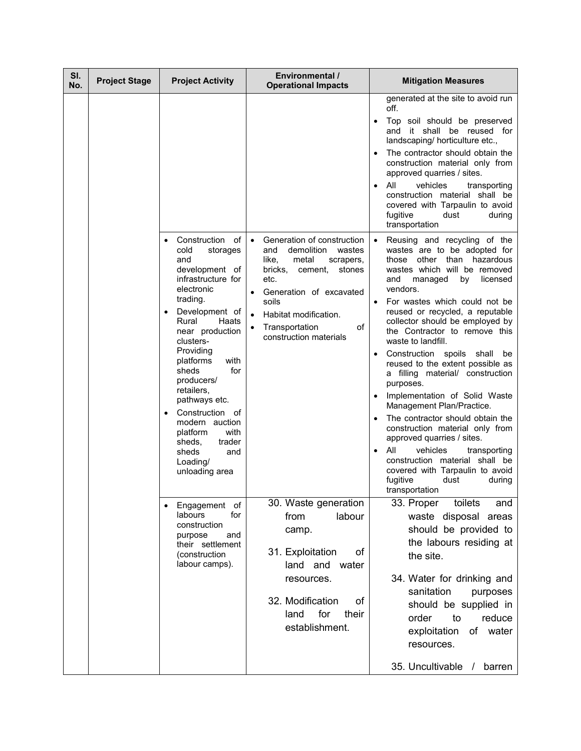| Sl. No. | Project Stage | Project Activity | Environmental / Operational Impacts | Mitigation Measures |
|---|---|---|---|---|
| | | | | generated at the site to avoid run off.<br>• Top soil should be preserved and it shall be reused for landscaping/ horticulture etc.,<br>• The contractor should obtain the construction material only from approved quarries / sites.<br>• All vehicles transporting construction material shall be covered with Tarpaulin to avoid fugitive dust during transportation |
| | | • Construction of cold storages and development of infrastructure for electronic trading.<br>• Development of Rural Haats near production clusters- Providing platforms with sheds for producers/ retailers, pathways etc.<br>• Construction of modern auction platform with sheds, trader sheds and Loading/ unloading area | • Generation of construction and demolition wastes like, metal scrapers, bricks, cement, stones etc.<br>• Generation of excavated soils<br>• Habitat modification.<br>• Transportation of construction materials | • Reusing and recycling of the wastes are to be adopted for those other than hazardous wastes which will be removed and managed by licensed vendors.<br>• For wastes which could not be reused or recycled, a reputable collector should be employed by the Contractor to remove this waste to landfill.<br>• Construction spoils shall be reused to the extent possible as a filling material/ construction purposes.<br>• Implementation of Solid Waste Management Plan/Practice.<br>• The contractor should obtain the construction material only from approved quarries / sites.<br>• All vehicles transporting construction material shall be covered with Tarpaulin to avoid fugitive dust during transportation |
| | | • Engagement of labours for construction purpose and their settlement (construction labour camps). | 30. Waste generation from labour camp.<br>31. Exploitation of land and water resources.<br>32. Modification of land for their establishment. | 33. Proper toilets and waste disposal areas should be provided to the labours residing at the site.<br>34. Water for drinking and sanitation purposes should be supplied in order to reduce exploitation of water resources.<br>35. Uncultivable / barren |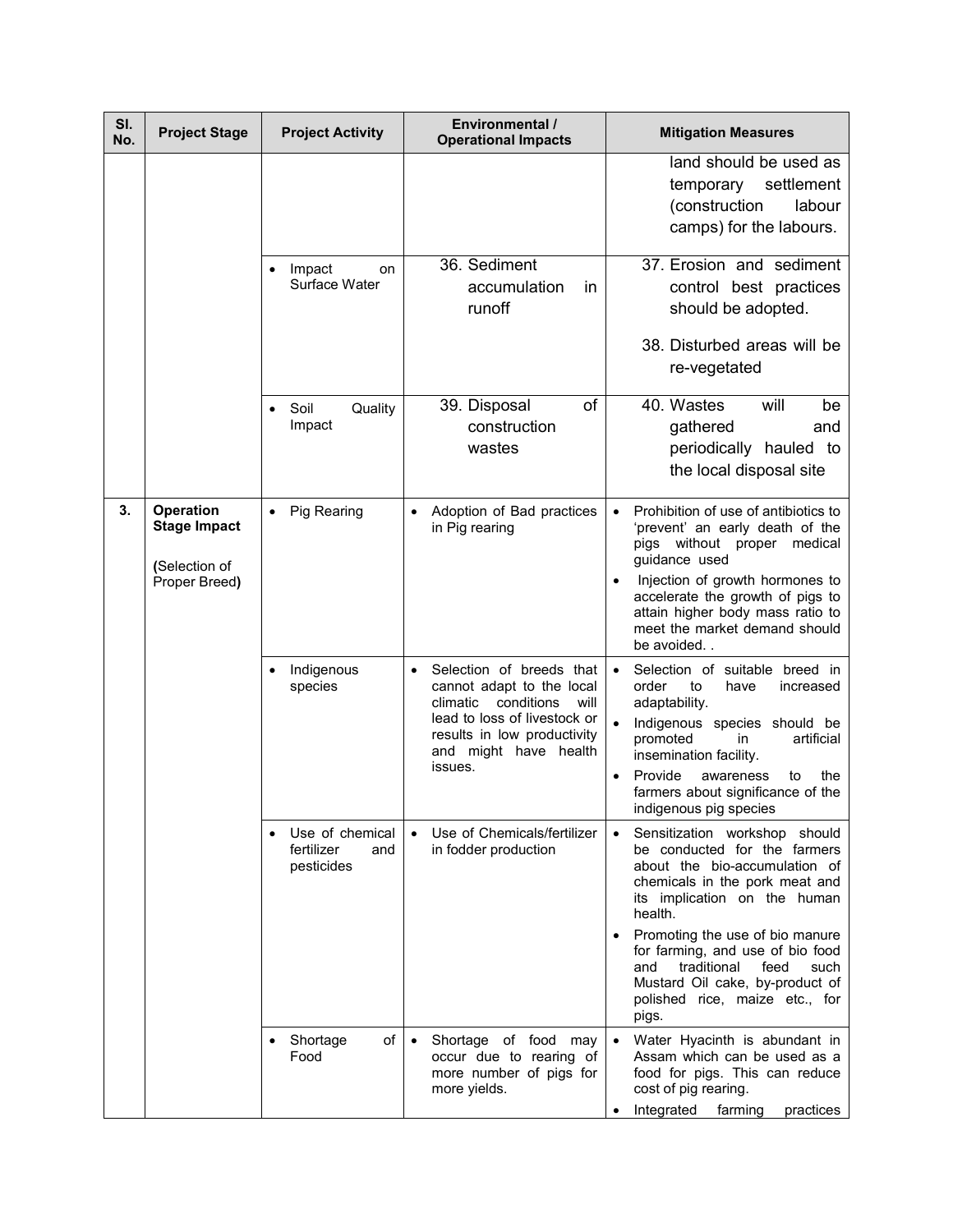| Sl. No. | Project Stage | Project Activity | Environmental / Operational Impacts | Mitigation Measures |
|---|---|---|---|---|
| | | | | land should be used as temporary settlement (construction labour camps) for the labours. |
| | | • Impact on Surface Water | 36. Sediment accumulation in runoff | 37. Erosion and sediment control best practices should be adopted.<br>38. Disturbed areas will be re-vegetated |
| | | • Soil Quality Impact | 39. Disposal of construction wastes | 40. Wastes will be gathered and periodically hauled to the local disposal site |
| 3. | **Operation Stage Impact**<br>**(**Selection of Proper Breed**)** | • Pig Rearing | • Adoption of Bad practices in Pig rearing | • Prohibition of use of antibiotics to 'prevent' an early death of the pigs without proper medical guidance used<br>• Injection of growth hormones to accelerate the growth of pigs to attain higher body mass ratio to meet the market demand should be avoided. . |
| | | • Indigenous species | • Selection of breeds that cannot adapt to the local climatic conditions will lead to loss of livestock or results in low productivity and might have health issues. | • Selection of suitable breed in order to have increased adaptability.<br>• Indigenous species should be promoted in artificial insemination facility.<br>• Provide awareness to the farmers about significance of the indigenous pig species |
| | | • Use of chemical fertilizer and pesticides | • Use of Chemicals/fertilizer in fodder production | • Sensitization workshop should be conducted for the farmers about the bio-accumulation of chemicals in the pork meat and its implication on the human health.<br>• Promoting the use of bio manure for farming, and use of bio food and traditional feed such Mustard Oil cake, by-product of polished rice, maize etc., for pigs. |
| | | • Shortage of Food | • Shortage of food may occur due to rearing of more number of pigs for more yields. | • Water Hyacinth is abundant in Assam which can be used as a food for pigs. This can reduce cost of pig rearing.<br>• Integrated farming practices |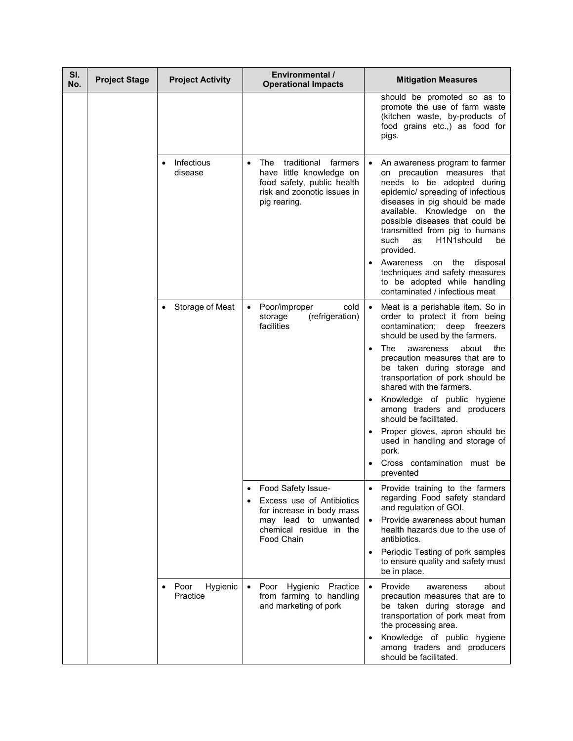| Sl. No. | Project Stage | Project Activity | Environmental / Operational Impacts | Mitigation Measures |
|---|---|---|---|---|
| | | | | should be promoted so as to promote the use of farm waste (kitchen waste, by-products of food grains etc.,) as food for pigs. |
| | | • Infectious disease | • The traditional farmers have little knowledge on food safety, public health risk and zoonotic issues in pig rearing. | • An awareness program to farmer on precaution measures that needs to be adopted during epidemic/ spreading of infectious diseases in pig should be made available. Knowledge on the possible diseases that could be transmitted from pig to humans such as H1N1should be provided.<br>• Awareness on the disposal techniques and safety measures to be adopted while handling contaminated / infectious meat |
| | | • Storage of Meat | • Poor/improper cold storage (refrigeration) facilities | • Meat is a perishable item. So in order to protect it from being contamination; deep freezers should be used by the farmers.<br>• The awareness about the precaution measures that are to be taken during storage and transportation of pork should be shared with the farmers.<br>• Knowledge of public hygiene among traders and producers should be facilitated.<br>• Proper gloves, apron should be used in handling and storage of pork.<br>• Cross contamination must be prevented |
| | | | • Food Safety Issue-<br>• Excess use of Antibiotics for increase in body mass may lead to unwanted chemical residue in the Food Chain | • Provide training to the farmers regarding Food safety standard and regulation of GOI.<br>• Provide awareness about human health hazards due to the use of antibiotics.<br>• Periodic Testing of pork samples to ensure quality and safety must be in place. |
| | | • Poor Hygienic Practice | • Poor Hygienic Practice from farming to handling and marketing of pork | • Provide awareness about precaution measures that are to be taken during storage and transportation of pork meat from the processing area.<br>• Knowledge of public hygiene among traders and producers should be facilitated. |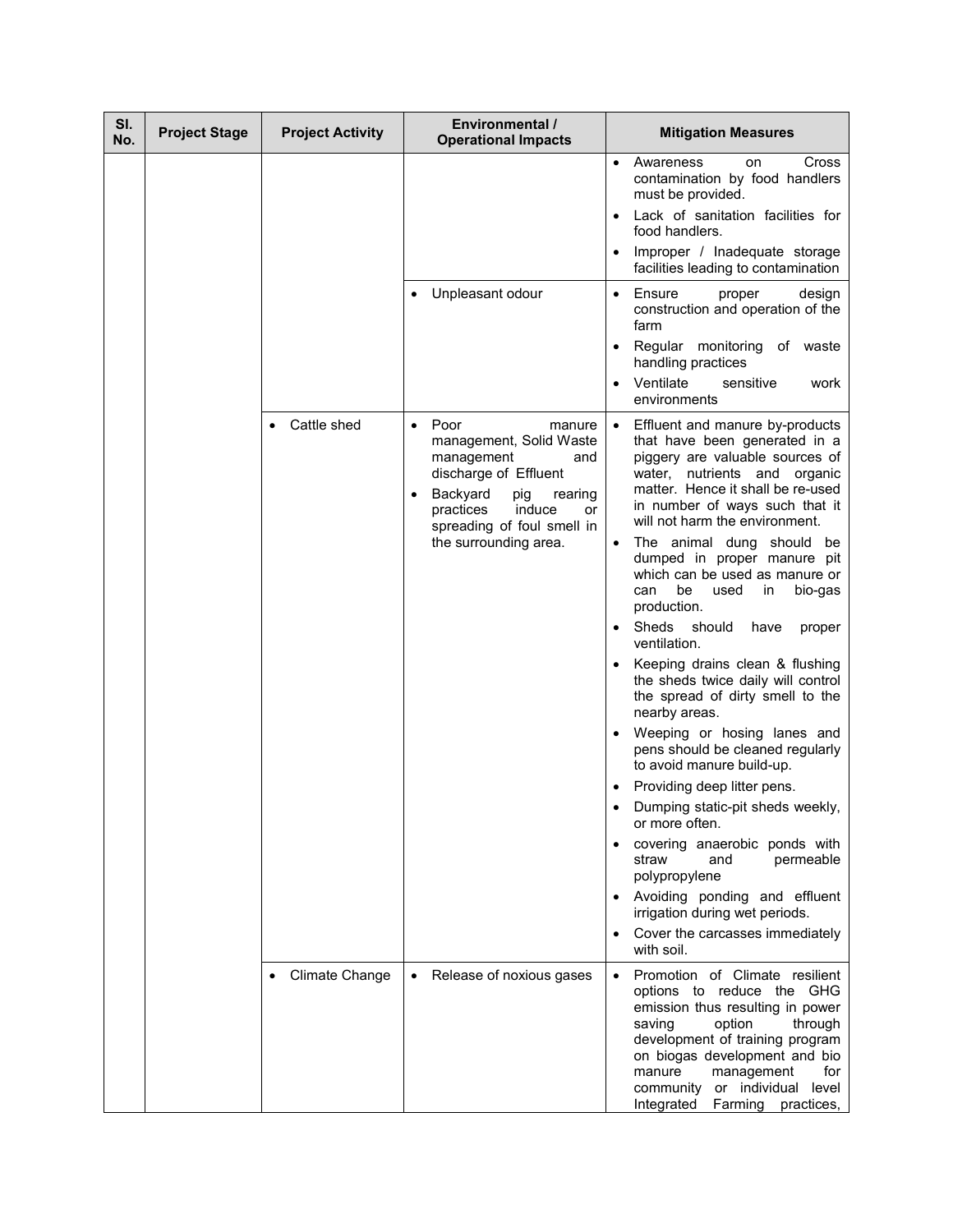| Sl. No. | Project Stage | Project Activity | Environmental / Operational Impacts | Mitigation Measures |
|---|---|---|---|---|
| | | | | • Awareness on Cross contamination by food handlers must be provided.<br>• Lack of sanitation facilities for food handlers.<br>• Improper / Inadequate storage facilities leading to contamination |
| | | | • Unpleasant odour | • Ensure proper design construction and operation of the farm<br>• Regular monitoring of waste handling practices<br>• Ventilate sensitive work environments |
| | | • Cattle shed | • Poor manure management, Solid Waste management and discharge of Effluent<br>• Backyard pig rearing practices induce or spreading of foul smell in the surrounding area. | • Effluent and manure by-products that have been generated in a piggery are valuable sources of water, nutrients and organic matter. Hence it shall be re-used in number of ways such that it will not harm the environment.<br>• The animal dung should be dumped in proper manure pit which can be used as manure or can be used in bio-gas production.<br>• Sheds should have proper ventilation.<br>• Keeping drains clean & flushing the sheds twice daily will control the spread of dirty smell to the nearby areas.<br>• Weeping or hosing lanes and pens should be cleaned regularly to avoid manure build-up.<br>• Providing deep litter pens.<br>• Dumping static-pit sheds weekly, or more often.<br>• covering anaerobic ponds with straw and permeable polypropylene<br>• Avoiding ponding and effluent irrigation during wet periods.<br>• Cover the carcasses immediately with soil. |
| | | • Climate Change | • Release of noxious gases | • Promotion of Climate resilient options to reduce the GHG emission thus resulting in power saving option through development of training program on biogas development and bio manure management for community or individual level Integrated Farming practices, |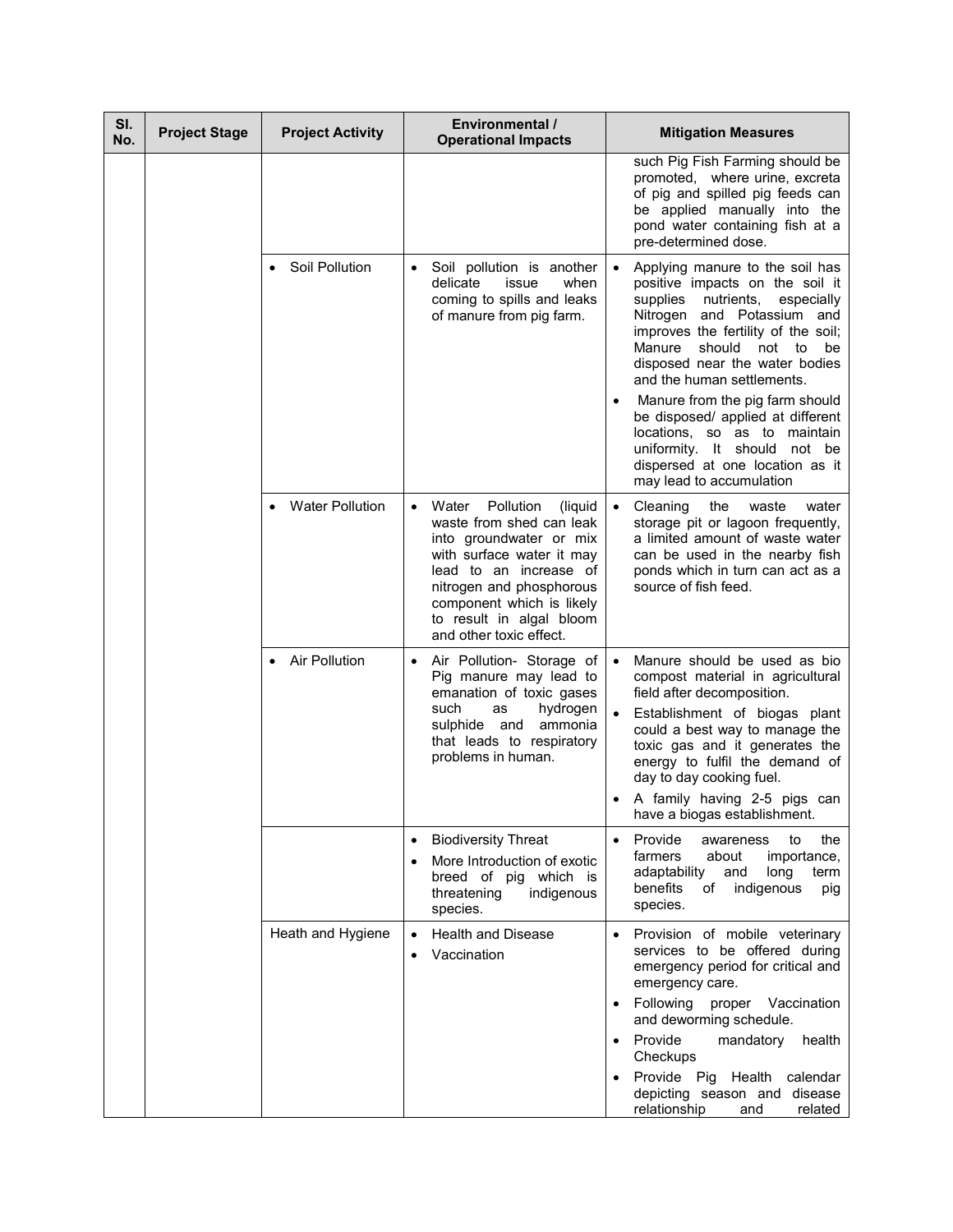| Sl. No. | Project Stage | Project Activity | Environmental / Operational Impacts | Mitigation Measures |
|---|---|---|---|---|
| | | | | such Pig Fish Farming should be promoted, where urine, excreta of pig and spilled pig feeds can be applied manually into the pond water containing fish at a pre-determined dose. |
| | | • Soil Pollution | • Soil pollution is another delicate issue when coming to spills and leaks of manure from pig farm. | • Applying manure to the soil has positive impacts on the soil it supplies nutrients, especially Nitrogen and Potassium and improves the fertility of the soil; Manure should not to be disposed near the water bodies and the human settlements.<br>• Manure from the pig farm should be disposed/ applied at different locations, so as to maintain uniformity. It should not be dispersed at one location as it may lead to accumulation |
| | | • Water Pollution | • Water Pollution (liquid waste from shed can leak into groundwater or mix with surface water it may lead to an increase of nitrogen and phosphorous component which is likely to result in algal bloom and other toxic effect. | • Cleaning the waste water storage pit or lagoon frequently, a limited amount of waste water can be used in the nearby fish ponds which in turn can act as a source of fish feed. |
| | | • Air Pollution | • Air Pollution- Storage of Pig manure may lead to emanation of toxic gases such as hydrogen sulphide and ammonia that leads to respiratory problems in human. | • Manure should be used as bio compost material in agricultural field after decomposition.<br>• Establishment of biogas plant could a best way to manage the toxic gas and it generates the energy to fulfil the demand of day to day cooking fuel.<br>• A family having 2-5 pigs can have a biogas establishment. |
| | | | • Biodiversity Threat<br>• More Introduction of exotic breed of pig which is threatening indigenous species. | • Provide awareness to the farmers about importance, adaptability and long term benefits of indigenous pig species. |
| | | Heath and Hygiene | • Health and Disease<br>• Vaccination | • Provision of mobile veterinary services to be offered during emergency period for critical and emergency care.<br>• Following proper Vaccination and deworming schedule.<br>• Provide mandatory health Checkups<br>• Provide Pig Health calendar depicting season and disease relationship and related |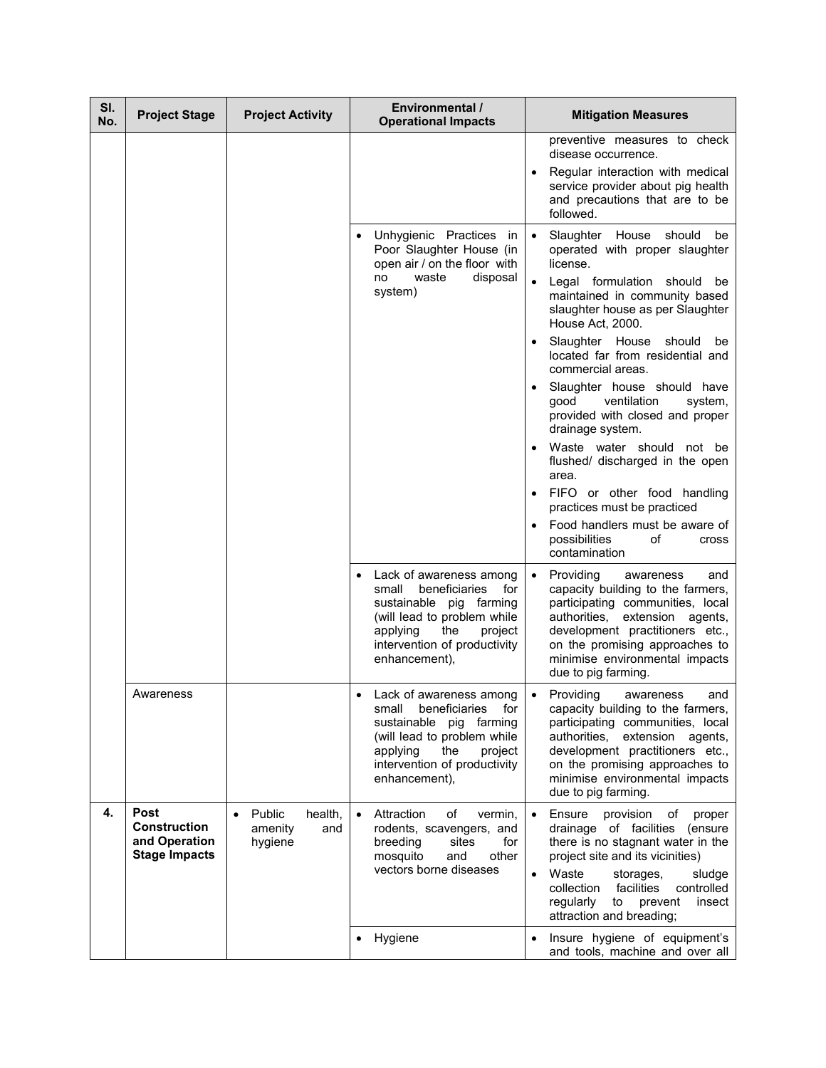| Sl. No. | Project Stage | Project Activity | Environmental / Operational Impacts | Mitigation Measures |
|---|---|---|---|---|
| | | | | preventive measures to check disease occurrence.<br>• Regular interaction with medical service provider about pig health and precautions that are to be followed. |
| | | | • Unhygienic Practices in Poor Slaughter House (in open air / on the floor with no waste disposal system) | • Slaughter House should be operated with proper slaughter license.<br>• Legal formulation should be maintained in community based slaughter house as per Slaughter House Act, 2000.<br>• Slaughter House should be located far from residential and commercial areas.<br>• Slaughter house should have good ventilation system, provided with closed and proper drainage system.<br>• Waste water should not be flushed/ discharged in the open area.<br>• FIFO or other food handling practices must be practiced<br>• Food handlers must be aware of possibilities of cross contamination |
| | | | • Lack of awareness among small beneficiaries for sustainable pig farming (will lead to problem while applying the project intervention of productivity enhancement), | • Providing awareness and capacity building to the farmers, participating communities, local authorities, extension agents, development practitioners etc., on the promising approaches to minimise environmental impacts due to pig farming. |
| | Awareness | | • Lack of awareness among small beneficiaries for sustainable pig farming (will lead to problem while applying the project intervention of productivity enhancement), | • Providing awareness and capacity building to the farmers, participating communities, local authorities, extension agents, development practitioners etc., on the promising approaches to minimise environmental impacts due to pig farming. |
| **4.** | **Post Construction and Operation Stage Impacts** | • Public health, amenity and hygiene | • Attraction of vermin, rodents, scavengers, and breeding sites for mosquito and other vectors borne diseases | • Ensure provision of proper drainage of facilities (ensure there is no stagnant water in the project site and its vicinities)<br>• Waste storages, sludge collection facilities controlled regularly to prevent insect attraction and breading; |
| | | | • Hygiene | • Insure hygiene of equipment's and tools, machine and over all |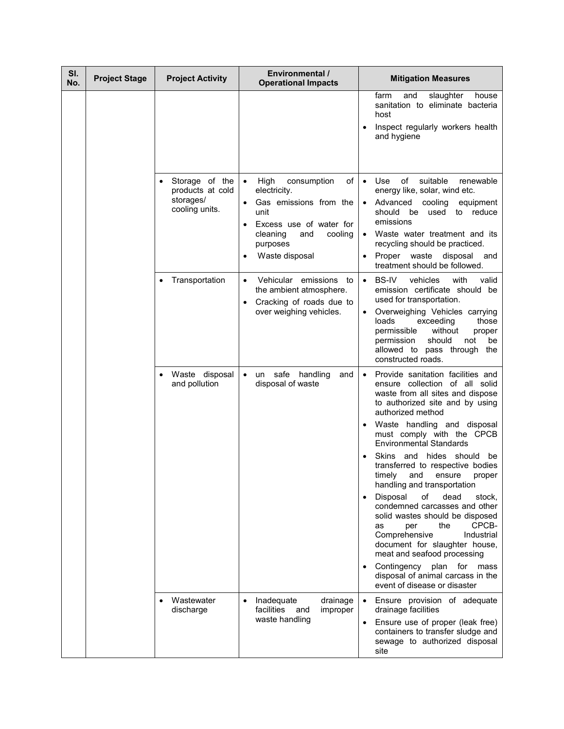| Sl. No. | Project Stage | Project Activity | Environmental / Operational Impacts | Mitigation Measures |
|---|---|---|---|---|
| | | | | farm and slaughter house sanitation to eliminate bacteria host<br>• Inspect regularly workers health and hygiene |
| | | • Storage of the products at cold storages/ cooling units. | • High consumption of electricity.<br>• Gas emissions from the unit<br>• Excess use of water for cleaning and cooling purposes<br>• Waste disposal | • Use of suitable renewable energy like, solar, wind etc.<br>• Advanced cooling equipment should be used to reduce emissions<br>• Waste water treatment and its recycling should be practiced.<br>• Proper waste disposal and treatment should be followed. |
| | | • Transportation | • Vehicular emissions to the ambient atmosphere.<br>• Cracking of roads due to over weighing vehicles. | • BS-IV vehicles with valid emission certificate should be used for transportation.<br>• Overweighing Vehicles carrying loads exceeding those permissible without proper permission should not be allowed to pass through the constructed roads. |
| | | • Waste disposal and pollution | • un safe handling and disposal of waste | • Provide sanitation facilities and ensure collection of all solid waste from all sites and dispose to authorized site and by using authorized method<br>• Waste handling and disposal must comply with the CPCB Environmental Standards<br>• Skins and hides should be transferred to respective bodies timely and ensure proper handling and transportation<br>• Disposal of dead stock, condemned carcasses and other solid wastes should be disposed as per the CPCB-Comprehensive Industrial document for slaughter house, meat and seafood processing<br>• Contingency plan for mass disposal of animal carcass in the event of disease or disaster |
| | | • Wastewater discharge | • Inadequate drainage facilities and improper waste handling | • Ensure provision of adequate drainage facilities<br>• Ensure use of proper (leak free) containers to transfer sludge and sewage to authorized disposal site |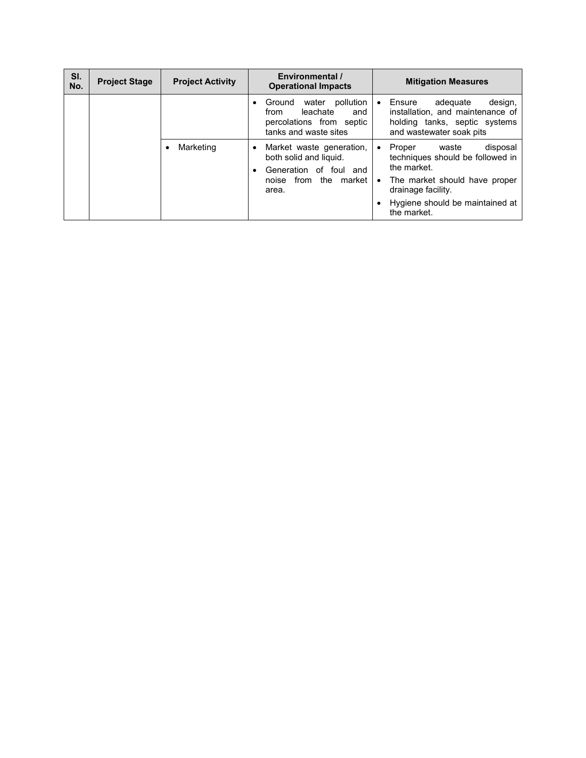| Sl. No. | Project Stage | Project Activity | Environmental / Operational Impacts | Mitigation Measures |
|---|---|---|---|---|
| | | | • Ground water pollution from leachate and percolations from septic tanks and waste sites | • Ensure adequate design, installation, and maintenance of holding tanks, septic systems and wastewater soak pits |
| | | • Marketing | • Market waste generation, both solid and liquid.<br>• Generation of foul and noise from the market area. | • Proper waste disposal techniques should be followed in the market.<br>• The market should have proper drainage facility.<br>• Hygiene should be maintained at the market. |